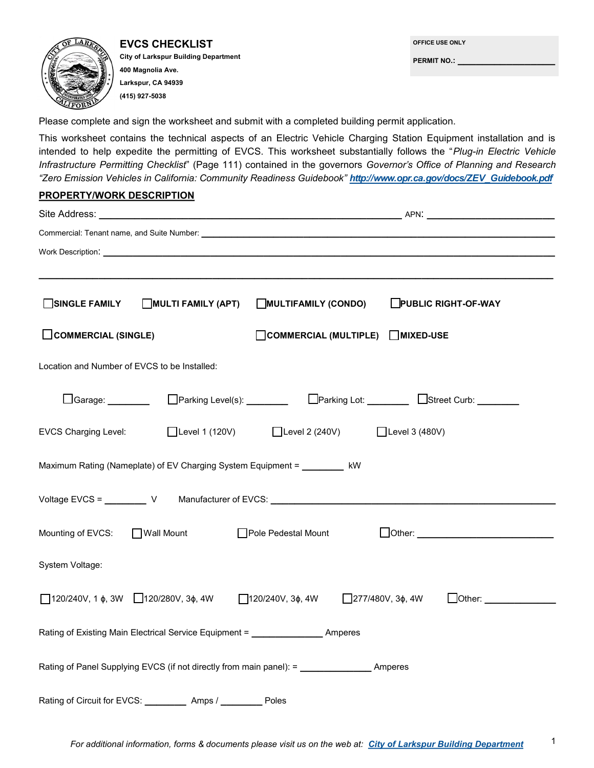# EVCS CHECKLIST

**City of Larkspur Building Department**
**400 Magnolia Ave.**
**Larkspur, CA 94939**
**(415) 927-5038**

**OFFICE USE ONLY**

**PERMIT NO.: ______________________**

Please complete and sign the worksheet and submit with a completed building permit application.

This worksheet contains the technical aspects of an Electric Vehicle Charging Station Equipment installation and is intended to help expedite the permitting of EVCS. This worksheet substantially follows the "*Plug-in Electric Vehicle Infrastructure Permitting Checklist*" (Page 111) contained in the governors *Governor's Office of Planning and Research "Zero Emission Vehicles in California: Community Readiness Guidebook"* [http://www.opr.ca.gov/docs/ZEV_Guidebook.pdf](http://www.opr.ca.gov/docs/ZEV_Guidebook.pdf)

## PROPERTY/WORK DESCRIPTION

Site Address: ____________________________________________ APN: ______________________

Commercial: Tenant name, and Suite Number: ____________________________________________

Work Description: ____________________________________________

____________________________________________

☐ **SINGLE FAMILY** ☐ **MULTI FAMILY (APT)** ☐ **MULTIFAMILY (CONDO)** ☐ **PUBLIC RIGHT-OF-WAY**

☐ **COMMERCIAL (SINGLE)** ☐ **COMMERCIAL (MULTIPLE)** ☐ **MIXED-USE**

Location and Number of EVCS to be Installed:

☐ Garage: ________ ☐ Parking Level(s): ________ ☐ Parking Lot: ________ ☐ Street Curb: ________

EVCS Charging Level: ☐ Level 1 (120V) ☐ Level 2 (240V) ☐ Level 3 (480V)

Maximum Rating (Nameplate) of EV Charging System Equipment = ________ kW

Voltage EVCS = ________ V Manufacturer of EVCS: ____________________________________________

Mounting of EVCS: ☐ Wall Mount ☐ Pole Pedestal Mount ☐ Other: ______________________

System Voltage:

☐ 120/240V, 1 ϕ, 3W ☐ 120/280V, 3ϕ, 4W ☐ 120/240V, 3ϕ, 4W ☐ 277/480V, 3ϕ, 4W ☐ Other: ______________

Rating of Existing Main Electrical Service Equipment = ______________ Amperes

Rating of Panel Supplying EVCS (if not directly from main panel): = ______________ Amperes

Rating of Circuit for EVCS: ________ Amps / ________ Poles

*For additional information, forms & documents please visit us on the web at:* ***City of Larkspur Building Department***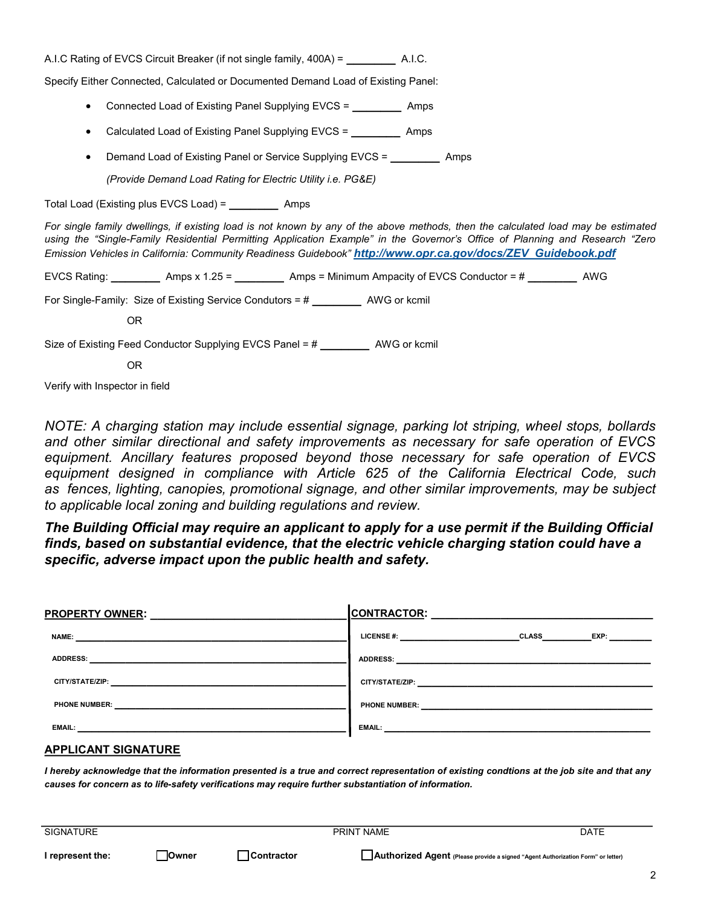A.I.C Rating of EVCS Circuit Breaker (if not single family, 400A) = _________ A.I.C.

Specify Either Connected, Calculated or Documented Demand Load of Existing Panel:

- Connected Load of Existing Panel Supplying EVCS = _________ Amps
- Calculated Load of Existing Panel Supplying EVCS = _________ Amps
- Demand Load of Existing Panel or Service Supplying EVCS = _________ Amps

  *(Provide Demand Load Rating for Electric Utility i.e. PG&E)*

Total Load (Existing plus EVCS Load) = _________ Amps

*For single family dwellings, if existing load is not known by any of the above methods, then the calculated load may be estimated using the "Single-Family Residential Permitting Application Example" in the Governor's Office of Planning and Research "Zero Emission Vehicles in California: Community Readiness Guidebook"* **http://www.opr.ca.gov/docs/ZEV_Guidebook.pdf**

EVCS Rating: _________ Amps x 1.25 = _________ Amps = Minimum Ampacity of EVCS Conductor = # _________ AWG

For Single-Family: Size of Existing Service Condutors = # _________ AWG or kcmil

OR

Size of Existing Feed Conductor Supplying EVCS Panel = # _________ AWG or kcmil

OR

Verify with Inspector in field

*NOTE: A charging station may include essential signage, parking lot striping, wheel stops, bollards and other similar directional and safety improvements as necessary for safe operation of EVCS equipment. Ancillary features proposed beyond those necessary for safe operation of EVCS equipment designed in compliance with Article 625 of the California Electrical Code, such as fences, lighting, canopies, promotional signage, and other similar improvements, may be subject to applicable local zoning and building regulations and review.*

***The Building Official may require an applicant to apply for a use permit if the Building Official finds, based on substantial evidence, that the electric vehicle charging station could have a specific, adverse impact upon the public health and safety.***

| **PROPERTY OWNER:** _________________ | **CONTRACTOR:** _________________ |
|---|---|
| NAME: _________________ | LICENSE #: _________ CLASS _________ EXP: _________ |
| ADDRESS: _________________ | ADDRESS: _________________ |
| CITY/STATE/ZIP: _________________ | CITY/STATE/ZIP: _________________ |
| PHONE NUMBER: _________________ | PHONE NUMBER: _________________ |
| EMAIL: _________________ | EMAIL: _________________ |

## APPLICANT SIGNATURE

***I hereby acknowledge that the information presented is a true and correct representation of existing condtions at the job site and that any causes for concern as to life-safety verifications may require further substantiation of information.***

SIGNATURE _________________ PRINT NAME _________________ DATE _________

**I represent the:** ☐ **Owner** ☐ **Contractor** ☐ **Authorized Agent** (Please provide a signed "Agent Authorization Form" or letter)